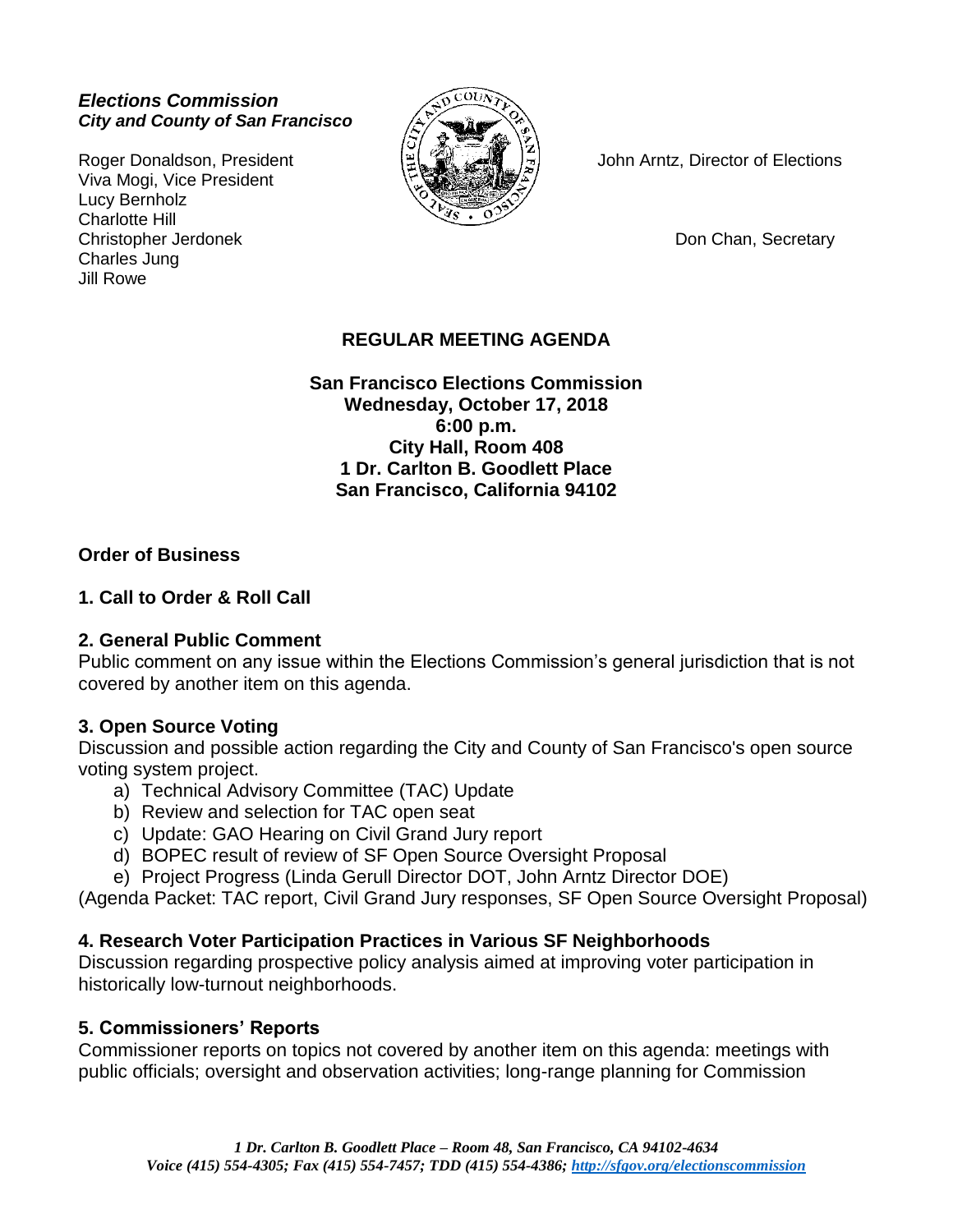***Elections Commission***
***City and County of San Francisco***

Roger Donaldson, President
Viva Mogi, Vice President
Lucy Bernholz
Charlotte Hill
Christopher Jerdonek
Charles Jung
Jill Rowe

John Arntz, Director of Elections

Don Chan, Secretary

## REGULAR MEETING AGENDA

**San Francisco Elections Commission**
**Wednesday, October 17, 2018**
**6:00 p.m.**
**City Hall, Room 408**
**1 Dr. Carlton B. Goodlett Place**
**San Francisco, California 94102**

### Order of Business

### 1. Call to Order & Roll Call

### 2. General Public Comment

Public comment on any issue within the Elections Commission's general jurisdiction that is not covered by another item on this agenda.

### 3. Open Source Voting

Discussion and possible action regarding the City and County of San Francisco's open source voting system project.

a) Technical Advisory Committee (TAC) Update
b) Review and selection for TAC open seat
c) Update: GAO Hearing on Civil Grand Jury report
d) BOPEC result of review of SF Open Source Oversight Proposal
e) Project Progress (Linda Gerull Director DOT, John Arntz Director DOE)

(Agenda Packet: TAC report, Civil Grand Jury responses, SF Open Source Oversight Proposal)

### 4. Research Voter Participation Practices in Various SF Neighborhoods

Discussion regarding prospective policy analysis aimed at improving voter participation in historically low-turnout neighborhoods.

### 5. Commissioners' Reports

Commissioner reports on topics not covered by another item on this agenda: meetings with public officials; oversight and observation activities; long-range planning for Commission

*1 Dr. Carlton B. Goodlett Place – Room 48, San Francisco, CA 94102-4634*
*Voice (415) 554-4305; Fax (415) 554-7457; TDD (415) 554-4386; http://sfgov.org/electionscommission*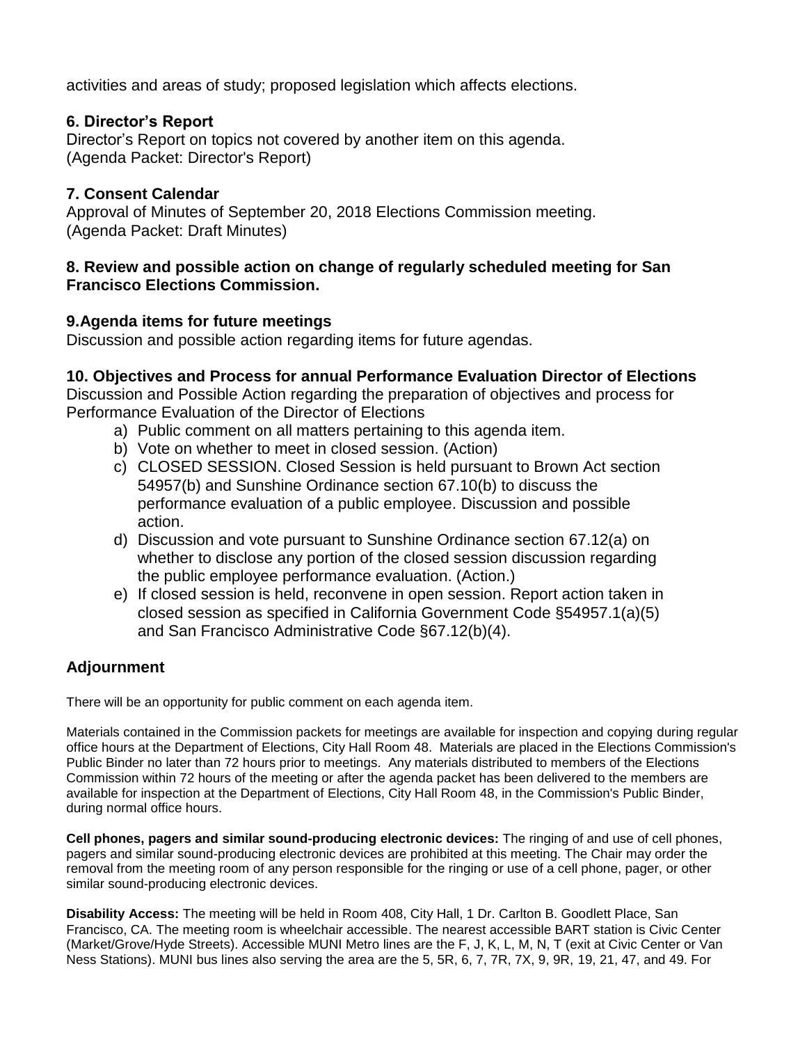activities and areas of study; proposed legislation which affects elections.

### 6. Director's Report

Director's Report on topics not covered by another item on this agenda.
(Agenda Packet: Director's Report)

### 7. Consent Calendar

Approval of Minutes of September 20, 2018 Elections Commission meeting.
(Agenda Packet: Draft Minutes)

### 8. Review and possible action on change of regularly scheduled meeting for San Francisco Elections Commission.

### 9.Agenda items for future meetings

Discussion and possible action regarding items for future agendas.

### 10. Objectives and Process for annual Performance Evaluation Director of Elections

Discussion and Possible Action regarding the preparation of objectives and process for Performance Evaluation of the Director of Elections

a) Public comment on all matters pertaining to this agenda item.
b) Vote on whether to meet in closed session. (Action)
c) CLOSED SESSION. Closed Session is held pursuant to Brown Act section 54957(b) and Sunshine Ordinance section 67.10(b) to discuss the performance evaluation of a public employee. Discussion and possible action.
d) Discussion and vote pursuant to Sunshine Ordinance section 67.12(a) on whether to disclose any portion of the closed session discussion regarding the public employee performance evaluation. (Action.)
e) If closed session is held, reconvene in open session. Report action taken in closed session as specified in California Government Code §54957.1(a)(5) and San Francisco Administrative Code §67.12(b)(4).

## Adjournment

There will be an opportunity for public comment on each agenda item.

Materials contained in the Commission packets for meetings are available for inspection and copying during regular office hours at the Department of Elections, City Hall Room 48. Materials are placed in the Elections Commission's Public Binder no later than 72 hours prior to meetings. Any materials distributed to members of the Elections Commission within 72 hours of the meeting or after the agenda packet has been delivered to the members are available for inspection at the Department of Elections, City Hall Room 48, in the Commission's Public Binder, during normal office hours.

**Cell phones, pagers and similar sound-producing electronic devices:** The ringing of and use of cell phones, pagers and similar sound-producing electronic devices are prohibited at this meeting. The Chair may order the removal from the meeting room of any person responsible for the ringing or use of a cell phone, pager, or other similar sound-producing electronic devices.

**Disability Access:** The meeting will be held in Room 408, City Hall, 1 Dr. Carlton B. Goodlett Place, San Francisco, CA. The meeting room is wheelchair accessible. The nearest accessible BART station is Civic Center (Market/Grove/Hyde Streets). Accessible MUNI Metro lines are the F, J, K, L, M, N, T (exit at Civic Center or Van Ness Stations). MUNI bus lines also serving the area are the 5, 5R, 6, 7, 7R, 7X, 9, 9R, 19, 21, 47, and 49. For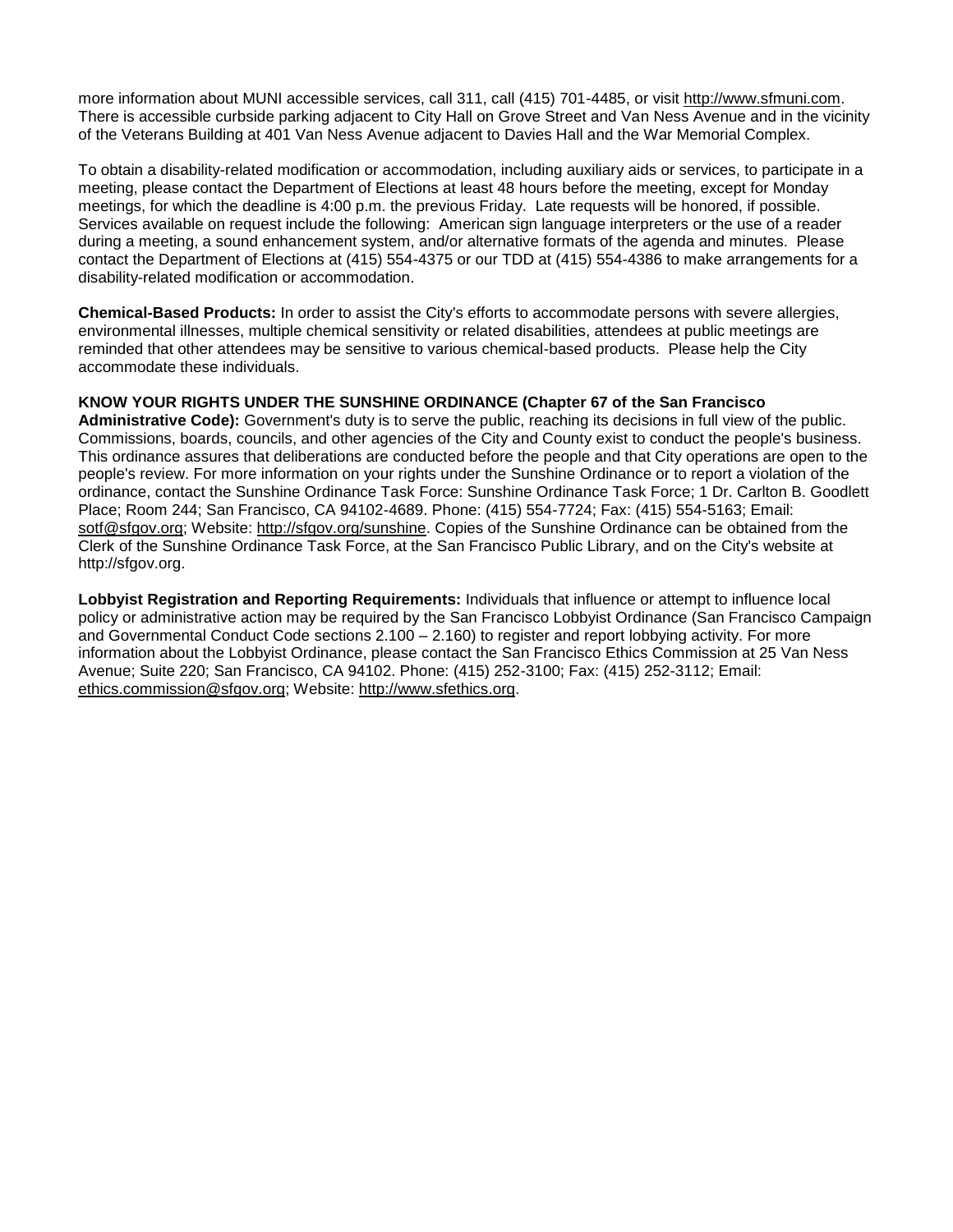more information about MUNI accessible services, call 311, call (415) 701-4485, or visit http://www.sfmuni.com. There is accessible curbside parking adjacent to City Hall on Grove Street and Van Ness Avenue and in the vicinity of the Veterans Building at 401 Van Ness Avenue adjacent to Davies Hall and the War Memorial Complex.

To obtain a disability-related modification or accommodation, including auxiliary aids or services, to participate in a meeting, please contact the Department of Elections at least 48 hours before the meeting, except for Monday meetings, for which the deadline is 4:00 p.m. the previous Friday. Late requests will be honored, if possible. Services available on request include the following: American sign language interpreters or the use of a reader during a meeting, a sound enhancement system, and/or alternative formats of the agenda and minutes. Please contact the Department of Elections at (415) 554-4375 or our TDD at (415) 554-4386 to make arrangements for a disability-related modification or accommodation.

**Chemical-Based Products:** In order to assist the City's efforts to accommodate persons with severe allergies, environmental illnesses, multiple chemical sensitivity or related disabilities, attendees at public meetings are reminded that other attendees may be sensitive to various chemical-based products. Please help the City accommodate these individuals.

**KNOW YOUR RIGHTS UNDER THE SUNSHINE ORDINANCE (Chapter 67 of the San Francisco Administrative Code):** Government's duty is to serve the public, reaching its decisions in full view of the public. Commissions, boards, councils, and other agencies of the City and County exist to conduct the people's business. This ordinance assures that deliberations are conducted before the people and that City operations are open to the people's review. For more information on your rights under the Sunshine Ordinance or to report a violation of the ordinance, contact the Sunshine Ordinance Task Force: Sunshine Ordinance Task Force; 1 Dr. Carlton B. Goodlett Place; Room 244; San Francisco, CA 94102-4689. Phone: (415) 554-7724; Fax: (415) 554-5163; Email: sotf@sfgov.org; Website: http://sfgov.org/sunshine. Copies of the Sunshine Ordinance can be obtained from the Clerk of the Sunshine Ordinance Task Force, at the San Francisco Public Library, and on the City's website at http://sfgov.org.

**Lobbyist Registration and Reporting Requirements:** Individuals that influence or attempt to influence local policy or administrative action may be required by the San Francisco Lobbyist Ordinance (San Francisco Campaign and Governmental Conduct Code sections 2.100 – 2.160) to register and report lobbying activity. For more information about the Lobbyist Ordinance, please contact the San Francisco Ethics Commission at 25 Van Ness Avenue; Suite 220; San Francisco, CA 94102. Phone: (415) 252-3100; Fax: (415) 252-3112; Email: ethics.commission@sfgov.org; Website: http://www.sfethics.org.